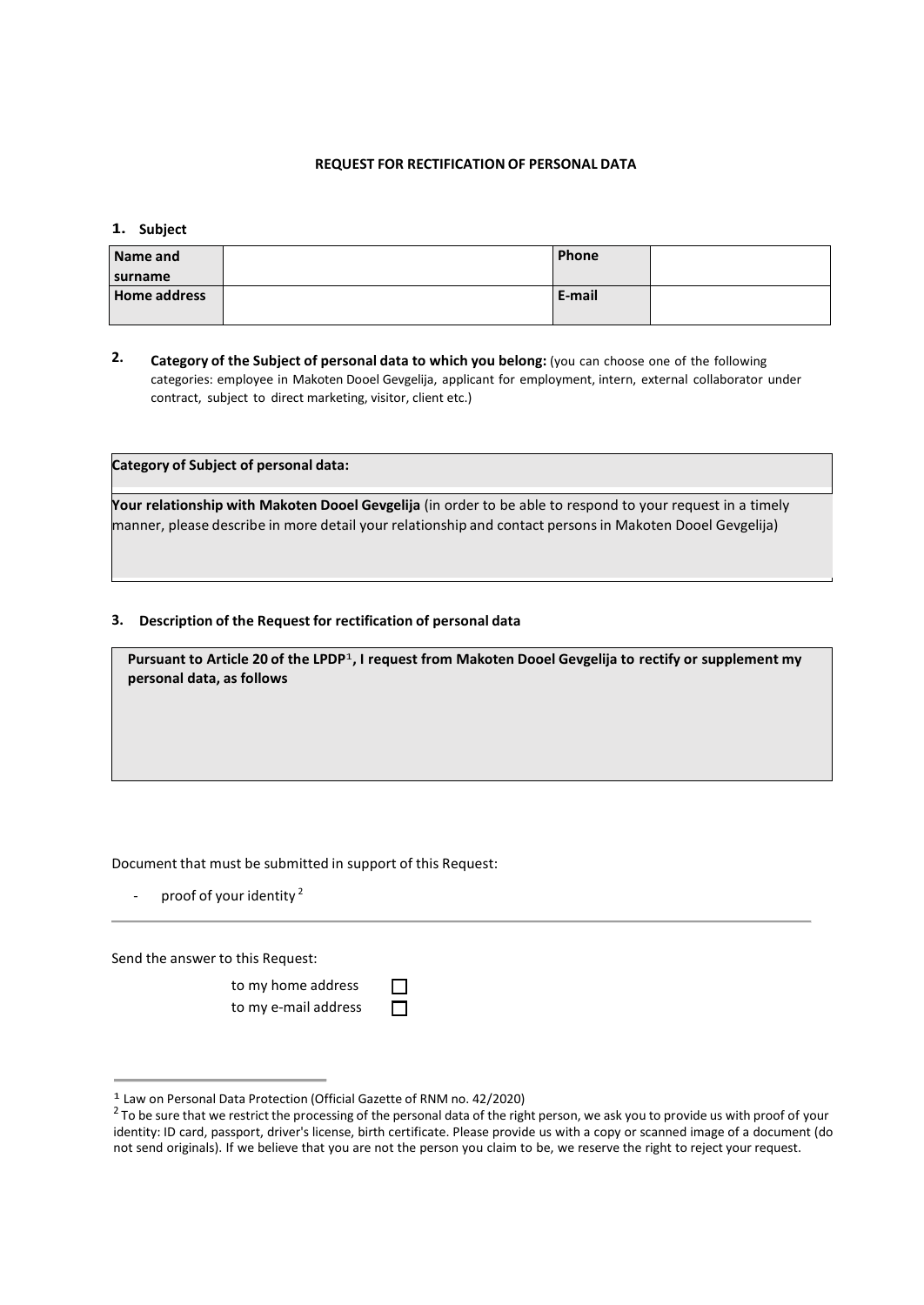**REQUEST FOR RECTIFICATION OF PERSONAL DATA**

**1. Subject**

| **Name and surname** | | **Phone** | |
|---|---|---|---|
| **Home address** | | **E-mail** | |

**2. Category of the Subject of personal data to which you belong:** (you can choose one of the following categories: employee in Makoten Dooel Gevgelija, applicant for employment, intern, external collaborator under contract, subject to direct marketing, visitor, client etc.)

| **Category of Subject of personal data:** |
|---|
| **Your relationship with Makoten Dooel Gevgelija** (in order to be able to respond to your request in a timely manner, please describe in more detail your relationship and contact persons in Makoten Dooel Gevgelija) |

**3. Description of the Request for rectification of personal data**

| **Pursuant to Article 20 of the LPDP[1], I request from Makoten Dooel Gevgelija to rectify or supplement my personal data, as follows** |
|---|

Document that must be submitted in support of this Request:

- proof of your identity [2]

Send the answer to this Request:

to my home address ☐
to my e-mail address ☐

[1] Law on Personal Data Protection (Official Gazette of RNM no. 42/2020)

[2] To be sure that we restrict the processing of the personal data of the right person, we ask you to provide us with proof of your identity: ID card, passport, driver's license, birth certificate. Please provide us with a copy or scanned image of a document (do not send originals). If we believe that you are not the person you claim to be, we reserve the right to reject your request.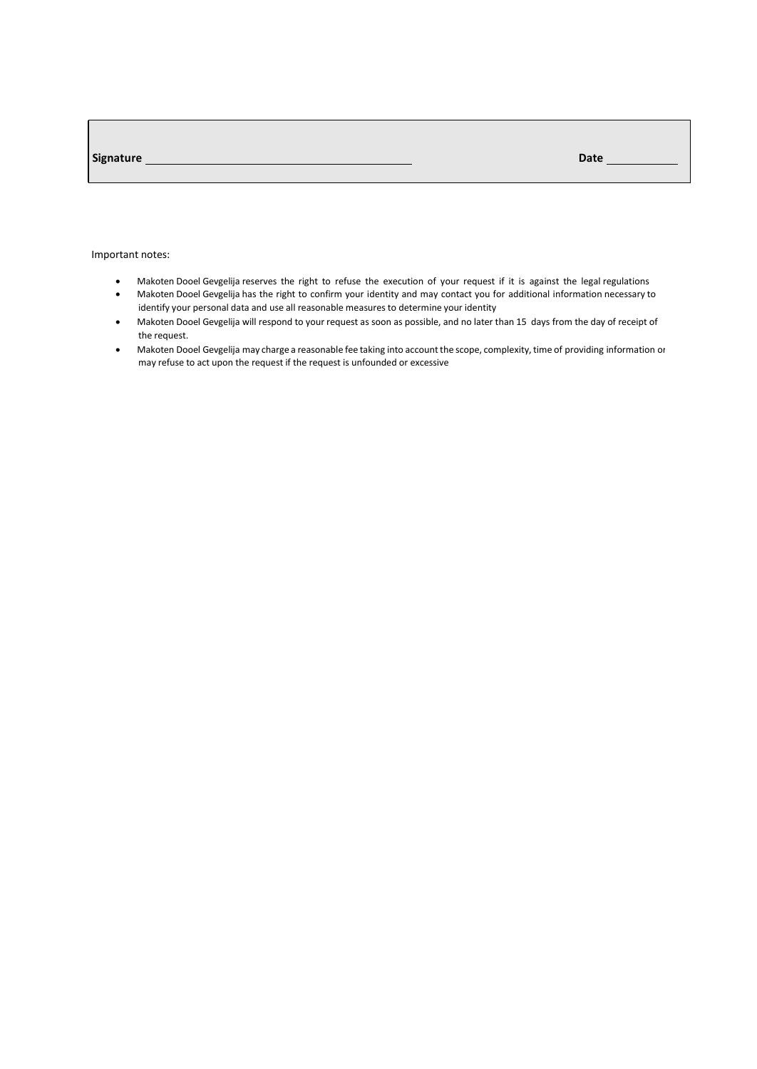**Signature** ________________________________________ **Date** ___________

Important notes:

- Makoten Dooel Gevgelija reserves the right to refuse the execution of your request if it is against the legal regulations
- Makoten Dooel Gevgelija has the right to confirm your identity and may contact you for additional information necessary to identify your personal data and use all reasonable measures to determine your identity
- Makoten Dooel Gevgelija will respond to your request as soon as possible, and no later than 15 days from the day of receipt of the request.
- Makoten Dooel Gevgelija may charge a reasonable fee taking into account the scope, complexity, time of providing information or may refuse to act upon the request if the request is unfounded or excessive